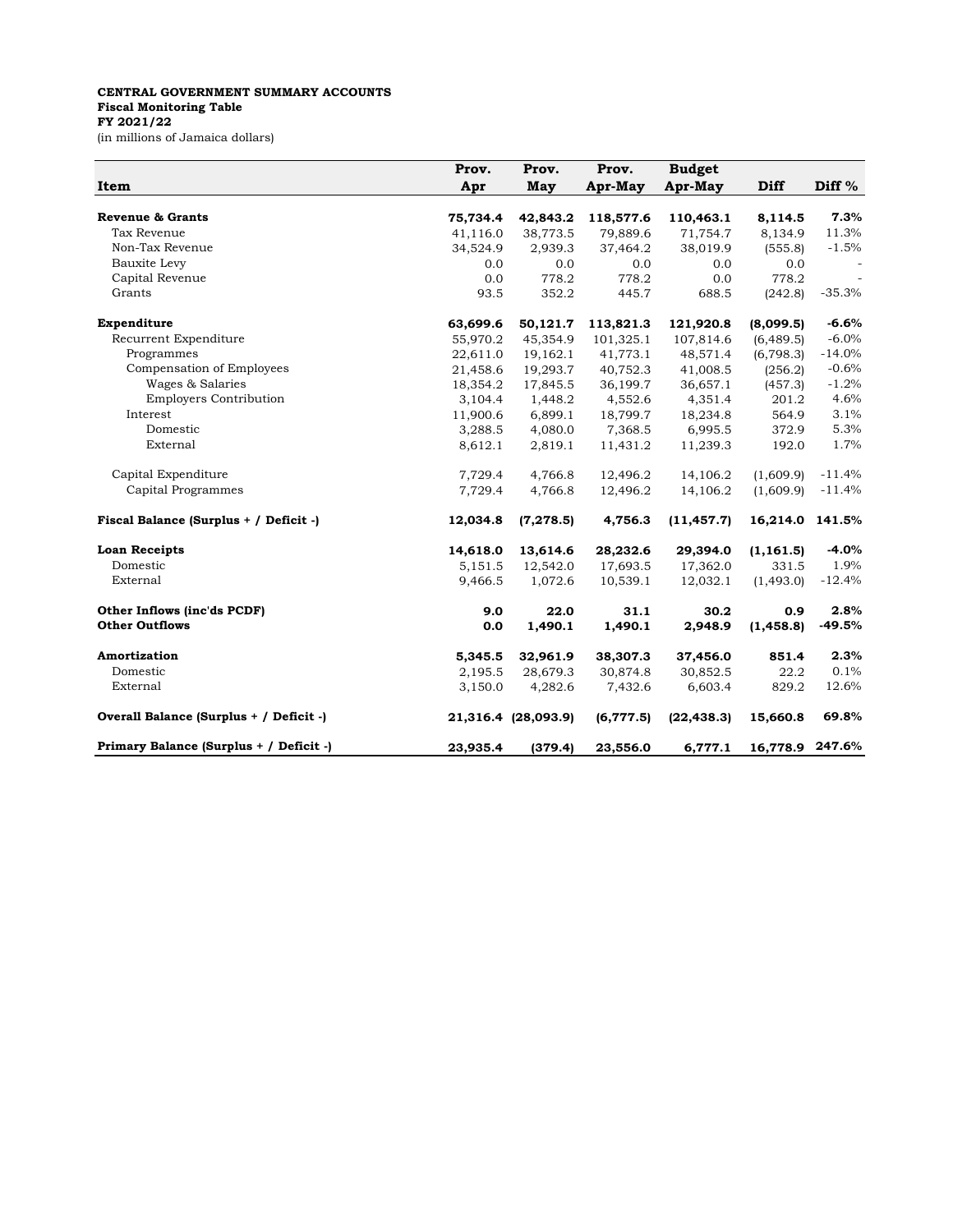**CENTRAL GOVERNMENT SUMMARY ACCOUNTS**
**Fiscal Monitoring Table**
**FY 2021/22**
(in millions of Jamaica dollars)

| Item | Prov. Apr | Prov. May | Prov. Apr-May | Budget Apr-May | Diff | Diff % |
|---|---|---|---|---|---|---|
| **Revenue & Grants** | **75,734.4** | **42,843.2** | **118,577.6** | **110,463.1** | **8,114.5** | **7.3%** |
| Tax Revenue | 41,116.0 | 38,773.5 | 79,889.6 | 71,754.7 | 8,134.9 | 11.3% |
| Non-Tax Revenue | 34,524.9 | 2,939.3 | 37,464.2 | 38,019.9 | (555.8) | -1.5% |
| Bauxite Levy | 0.0 | 0.0 | 0.0 | 0.0 | 0.0 | - |
| Capital Revenue | 0.0 | 778.2 | 778.2 | 0.0 | 778.2 | - |
| Grants | 93.5 | 352.2 | 445.7 | 688.5 | (242.8) | -35.3% |
| **Expenditure** | **63,699.6** | **50,121.7** | **113,821.3** | **121,920.8** | **(8,099.5)** | **-6.6%** |
| Recurrent Expenditure | 55,970.2 | 45,354.9 | 101,325.1 | 107,814.6 | (6,489.5) | -6.0% |
| Programmes | 22,611.0 | 19,162.1 | 41,773.1 | 48,571.4 | (6,798.3) | -14.0% |
| Compensation of Employees | 21,458.6 | 19,293.7 | 40,752.3 | 41,008.5 | (256.2) | -0.6% |
| Wages & Salaries | 18,354.2 | 17,845.5 | 36,199.7 | 36,657.1 | (457.3) | -1.2% |
| Employers Contribution | 3,104.4 | 1,448.2 | 4,552.6 | 4,351.4 | 201.2 | 4.6% |
| Interest | 11,900.6 | 6,899.1 | 18,799.7 | 18,234.8 | 564.9 | 3.1% |
| Domestic | 3,288.5 | 4,080.0 | 7,368.5 | 6,995.5 | 372.9 | 5.3% |
| External | 8,612.1 | 2,819.1 | 11,431.2 | 11,239.3 | 192.0 | 1.7% |
| Capital Expenditure | 7,729.4 | 4,766.8 | 12,496.2 | 14,106.2 | (1,609.9) | -11.4% |
| Capital Programmes | 7,729.4 | 4,766.8 | 12,496.2 | 14,106.2 | (1,609.9) | -11.4% |
| **Fiscal Balance (Surplus + / Deficit -)** | **12,034.8** | **(7,278.5)** | **4,756.3** | **(11,457.7)** | **16,214.0** | **141.5%** |
| **Loan Receipts** | **14,618.0** | **13,614.6** | **28,232.6** | **29,394.0** | **(1,161.5)** | **-4.0%** |
| Domestic | 5,151.5 | 12,542.0 | 17,693.5 | 17,362.0 | 331.5 | 1.9% |
| External | 9,466.5 | 1,072.6 | 10,539.1 | 12,032.1 | (1,493.0) | -12.4% |
| **Other Inflows (inc'ds PCDF)** | **9.0** | **22.0** | **31.1** | **30.2** | **0.9** | **2.8%** |
| **Other Outflows** | **0.0** | **1,490.1** | **1,490.1** | **2,948.9** | **(1,458.8)** | **-49.5%** |
| **Amortization** | **5,345.5** | **32,961.9** | **38,307.3** | **37,456.0** | **851.4** | **2.3%** |
| Domestic | 2,195.5 | 28,679.3 | 30,874.8 | 30,852.5 | 22.2 | 0.1% |
| External | 3,150.0 | 4,282.6 | 7,432.6 | 6,603.4 | 829.2 | 12.6% |
| **Overall Balance (Surplus + / Deficit -)** | **21,316.4** | **(28,093.9)** | **(6,777.5)** | **(22,438.3)** | **15,660.8** | **69.8%** |
| **Primary Balance (Surplus + / Deficit -)** | **23,935.4** | **(379.4)** | **23,556.0** | **6,777.1** | **16,778.9** | **247.6%** |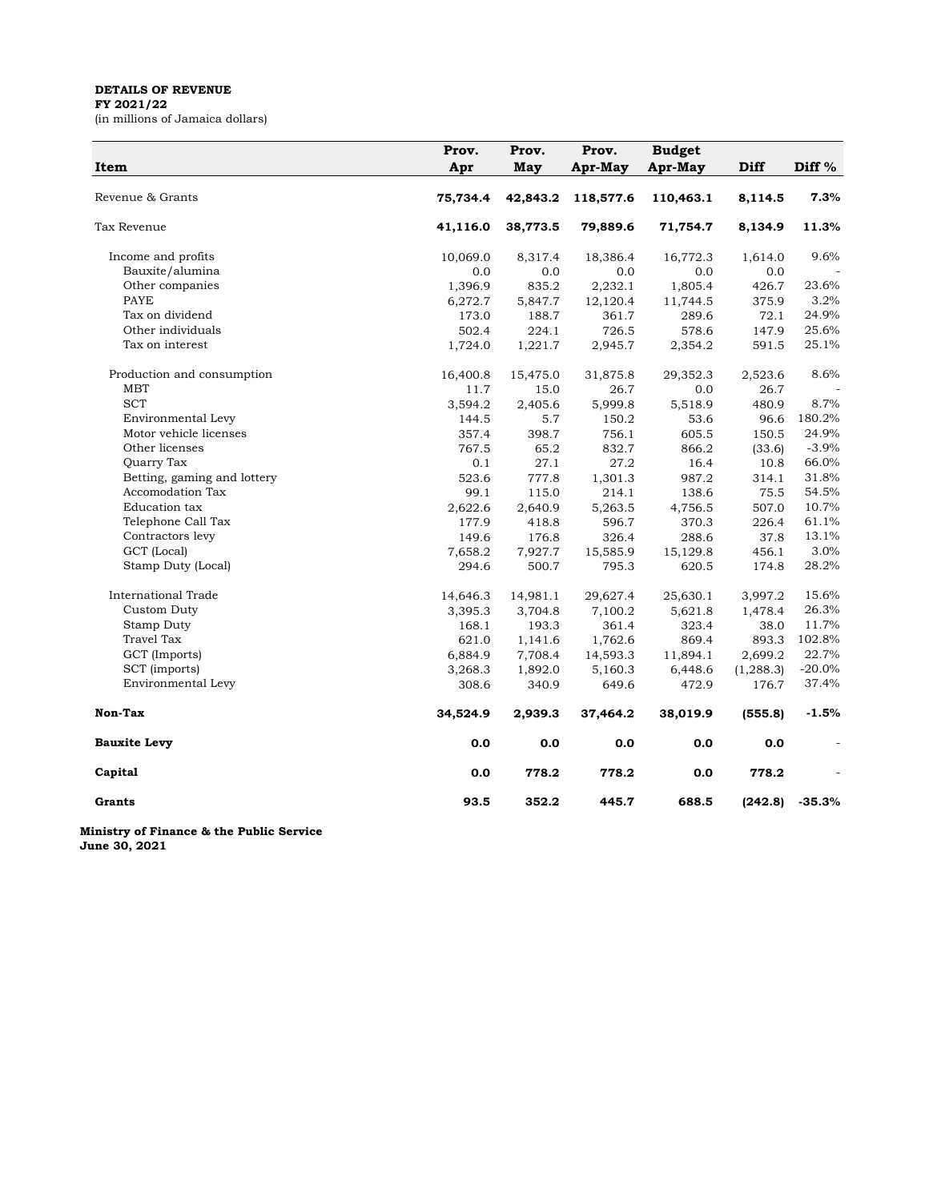**DETAILS OF REVENUE**
**FY 2021/22**
(in millions of Jamaica dollars)

| Item | Prov. Apr | Prov. May | Prov. Apr-May | Budget Apr-May | Diff | Diff % |
|---|---|---|---|---|---|---|
| Revenue & Grants | **75,734.4** | **42,843.2** | **118,577.6** | **110,463.1** | **8,114.5** | **7.3%** |
| Tax Revenue | **41,116.0** | **38,773.5** | **79,889.6** | **71,754.7** | **8,134.9** | **11.3%** |
| Income and profits | 10,069.0 | 8,317.4 | 18,386.4 | 16,772.3 | 1,614.0 | 9.6% |
| Bauxite/alumina | 0.0 | 0.0 | 0.0 | 0.0 | 0.0 | - |
| Other companies | 1,396.9 | 835.2 | 2,232.1 | 1,805.4 | 426.7 | 23.6% |
| PAYE | 6,272.7 | 5,847.7 | 12,120.4 | 11,744.5 | 375.9 | 3.2% |
| Tax on dividend | 173.0 | 188.7 | 361.7 | 289.6 | 72.1 | 24.9% |
| Other individuals | 502.4 | 224.1 | 726.5 | 578.6 | 147.9 | 25.6% |
| Tax on interest | 1,724.0 | 1,221.7 | 2,945.7 | 2,354.2 | 591.5 | 25.1% |
| Production and consumption | 16,400.8 | 15,475.0 | 31,875.8 | 29,352.3 | 2,523.6 | 8.6% |
| MBT | 11.7 | 15.0 | 26.7 | 0.0 | 26.7 | - |
| SCT | 3,594.2 | 2,405.6 | 5,999.8 | 5,518.9 | 480.9 | 8.7% |
| Environmental Levy | 144.5 | 5.7 | 150.2 | 53.6 | 96.6 | 180.2% |
| Motor vehicle licenses | 357.4 | 398.7 | 756.1 | 605.5 | 150.5 | 24.9% |
| Other licenses | 767.5 | 65.2 | 832.7 | 866.2 | (33.6) | -3.9% |
| Quarry Tax | 0.1 | 27.1 | 27.2 | 16.4 | 10.8 | 66.0% |
| Betting, gaming and lottery | 523.6 | 777.8 | 1,301.3 | 987.2 | 314.1 | 31.8% |
| Accomodation Tax | 99.1 | 115.0 | 214.1 | 138.6 | 75.5 | 54.5% |
| Education tax | 2,622.6 | 2,640.9 | 5,263.5 | 4,756.5 | 507.0 | 10.7% |
| Telephone Call Tax | 177.9 | 418.8 | 596.7 | 370.3 | 226.4 | 61.1% |
| Contractors levy | 149.6 | 176.8 | 326.4 | 288.6 | 37.8 | 13.1% |
| GCT (Local) | 7,658.2 | 7,927.7 | 15,585.9 | 15,129.8 | 456.1 | 3.0% |
| Stamp Duty (Local) | 294.6 | 500.7 | 795.3 | 620.5 | 174.8 | 28.2% |
| International Trade | 14,646.3 | 14,981.1 | 29,627.4 | 25,630.1 | 3,997.2 | 15.6% |
| Custom Duty | 3,395.3 | 3,704.8 | 7,100.2 | 5,621.8 | 1,478.4 | 26.3% |
| Stamp Duty | 168.1 | 193.3 | 361.4 | 323.4 | 38.0 | 11.7% |
| Travel Tax | 621.0 | 1,141.6 | 1,762.6 | 869.4 | 893.3 | 102.8% |
| GCT (Imports) | 6,884.9 | 7,708.4 | 14,593.3 | 11,894.1 | 2,699.2 | 22.7% |
| SCT (imports) | 3,268.3 | 1,892.0 | 5,160.3 | 6,448.6 | (1,288.3) | -20.0% |
| Environmental Levy | 308.6 | 340.9 | 649.6 | 472.9 | 176.7 | 37.4% |
| **Non-Tax** | **34,524.9** | **2,939.3** | **37,464.2** | **38,019.9** | **(555.8)** | **-1.5%** |
| **Bauxite Levy** | **0.0** | **0.0** | **0.0** | **0.0** | **0.0** | - |
| **Capital** | **0.0** | **778.2** | **778.2** | **0.0** | **778.2** | - |
| **Grants** | **93.5** | **352.2** | **445.7** | **688.5** | **(242.8)** | **-35.3%** |

**Ministry of Finance & the Public Service**
**June 30, 2021**